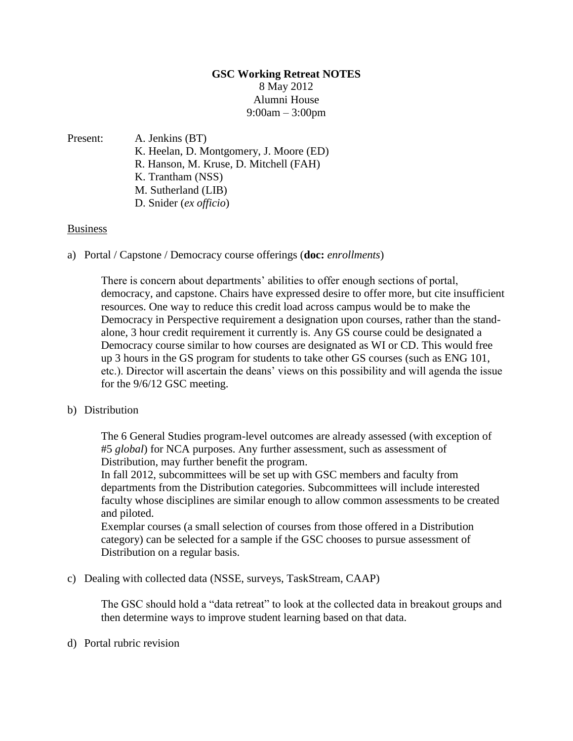**GSC Working Retreat NOTES**

8 May 2012
Alumni House
9:00am – 3:00pm

Present:
A. Jenkins (BT)
K. Heelan, D. Montgomery, J. Moore (ED)
R. Hanson, M. Kruse, D. Mitchell (FAH)
K. Trantham (NSS)
M. Sutherland (LIB)
D. Snider (*ex officio*)

Business

a) Portal / Capstone / Democracy course offerings (**doc:** *enrollments*)

There is concern about departments' abilities to offer enough sections of portal, democracy, and capstone. Chairs have expressed desire to offer more, but cite insufficient resources. One way to reduce this credit load across campus would be to make the Democracy in Perspective requirement a designation upon courses, rather than the stand-alone, 3 hour credit requirement it currently is. Any GS course could be designated a Democracy course similar to how courses are designated as WI or CD. This would free up 3 hours in the GS program for students to take other GS courses (such as ENG 101, etc.). Director will ascertain the deans' views on this possibility and will agenda the issue for the 9/6/12 GSC meeting.

b) Distribution

The 6 General Studies program-level outcomes are already assessed (with exception of #5 *global*) for NCA purposes. Any further assessment, such as assessment of Distribution, may further benefit the program.
In fall 2012, subcommittees will be set up with GSC members and faculty from departments from the Distribution categories. Subcommittees will include interested faculty whose disciplines are similar enough to allow common assessments to be created and piloted.
Exemplar courses (a small selection of courses from those offered in a Distribution category) can be selected for a sample if the GSC chooses to pursue assessment of Distribution on a regular basis.

c) Dealing with collected data (NSSE, surveys, TaskStream, CAAP)

The GSC should hold a "data retreat" to look at the collected data in breakout groups and then determine ways to improve student learning based on that data.

d) Portal rubric revision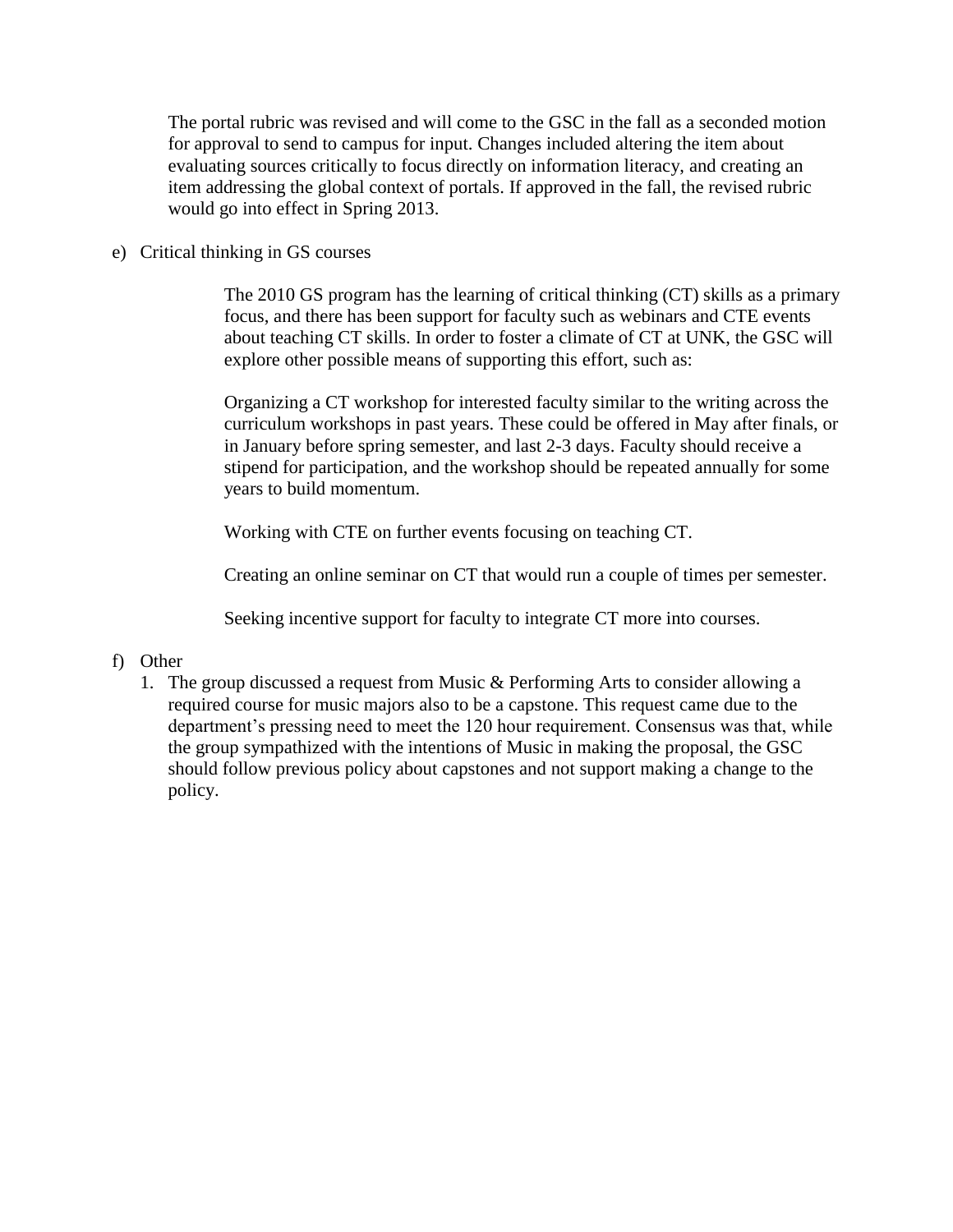The portal rubric was revised and will come to the GSC in the fall as a seconded motion for approval to send to campus for input. Changes included altering the item about evaluating sources critically to focus directly on information literacy, and creating an item addressing the global context of portals. If approved in the fall, the revised rubric would go into effect in Spring 2013.

e) Critical thinking in GS courses

The 2010 GS program has the learning of critical thinking (CT) skills as a primary focus, and there has been support for faculty such as webinars and CTE events about teaching CT skills. In order to foster a climate of CT at UNK, the GSC will explore other possible means of supporting this effort, such as:

Organizing a CT workshop for interested faculty similar to the writing across the curriculum workshops in past years. These could be offered in May after finals, or in January before spring semester, and last 2-3 days. Faculty should receive a stipend for participation, and the workshop should be repeated annually for some years to build momentum.

Working with CTE on further events focusing on teaching CT.

Creating an online seminar on CT that would run a couple of times per semester.

Seeking incentive support for faculty to integrate CT more into courses.

f) Other

1. The group discussed a request from Music & Performing Arts to consider allowing a required course for music majors also to be a capstone. This request came due to the department's pressing need to meet the 120 hour requirement. Consensus was that, while the group sympathized with the intentions of Music in making the proposal, the GSC should follow previous policy about capstones and not support making a change to the policy.